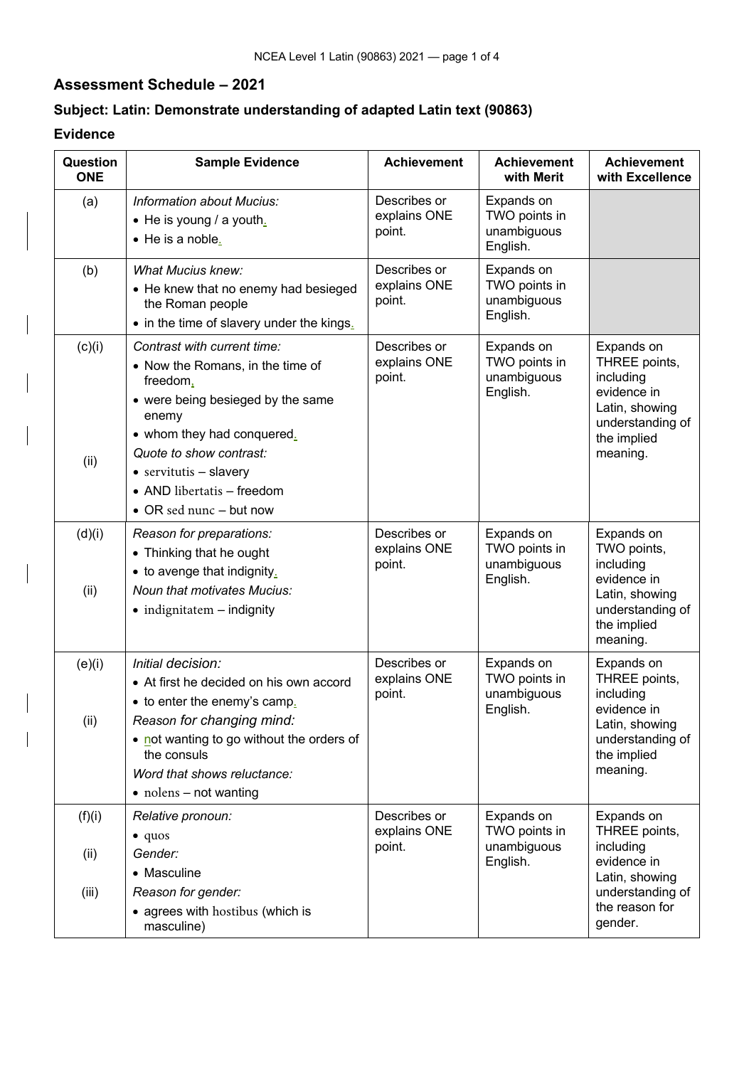## Assessment Schedule – 2021

## Subject: Latin: Demonstrate understanding of adapted Latin text (90863)

### Evidence

| Question ONE | Sample Evidence | Achievement | Achievement with Merit | Achievement with Excellence |
|---|---|---|---|---|
| (a) | *Information about Mucius:*<br>• He is young / a youth.<br>• He is a noble. | Describes or explains ONE point. | Expands on TWO points in unambiguous English. | |
| (b) | *What Mucius knew:*<br>• He knew that no enemy had besieged the Roman people<br>• in the time of slavery under the kings. | Describes or explains ONE point. | Expands on TWO points in unambiguous English. | |
| (c)(i)<br><br>(ii) | *Contrast with current time:*<br>• Now the Romans, in the time of freedom,<br>• were being besieged by the same enemy<br>• whom they had conquered.<br>*Quote to show contrast:*<br>• servitutis – slavery<br>• AND libertatis – freedom<br>• OR sed nunc – but now | Describes or explains ONE point. | Expands on TWO points in unambiguous English. | Expands on THREE points, including evidence in Latin, showing understanding of the implied meaning. |
| (d)(i)<br><br>(ii) | *Reason for preparations:*<br>• Thinking that he ought<br>• to avenge that indignity.<br>*Noun that motivates Mucius:*<br>• indignitatem – indignity | Describes or explains ONE point. | Expands on TWO points in unambiguous English. | Expands on TWO points, including evidence in Latin, showing understanding of the implied meaning. |
| (e)(i)<br><br>(ii) | *Initial decision:*<br>• At first he decided on his own accord<br>• to enter the enemy's camp.<br>*Reason for changing mind:*<br>• not wanting to go without the orders of the consuls<br>*Word that shows reluctance:*<br>• nolens – not wanting | Describes or explains ONE point. | Expands on TWO points in unambiguous English. | Expands on THREE points, including evidence in Latin, showing understanding of the implied meaning. |
| (f)(i)<br><br>(ii)<br><br>(iii) | *Relative pronoun:*<br>• quos<br>*Gender:*<br>• Masculine<br>*Reason for gender:*<br>• agrees with hostibus (which is masculine) | Describes or explains ONE point. | Expands on TWO points in unambiguous English. | Expands on THREE points, including evidence in Latin, showing understanding of the reason for gender. |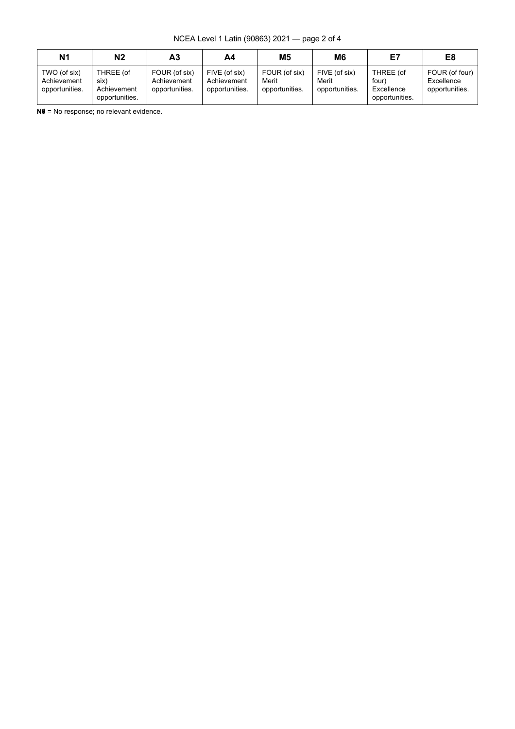| N1 | N2 | A3 | A4 | M5 | M6 | E7 | E8 |
|---|---|---|---|---|---|---|---|
| TWO (of six) Achievement opportunities. | THREE (of six) Achievement opportunities. | FOUR (of six) Achievement opportunities. | FIVE (of six) Achievement opportunities. | FOUR (of six) Merit opportunities. | FIVE (of six) Merit opportunities. | THREE (of four) Excellence opportunities. | FOUR (of four) Excellence opportunities. |

**N0** = No response; no relevant evidence.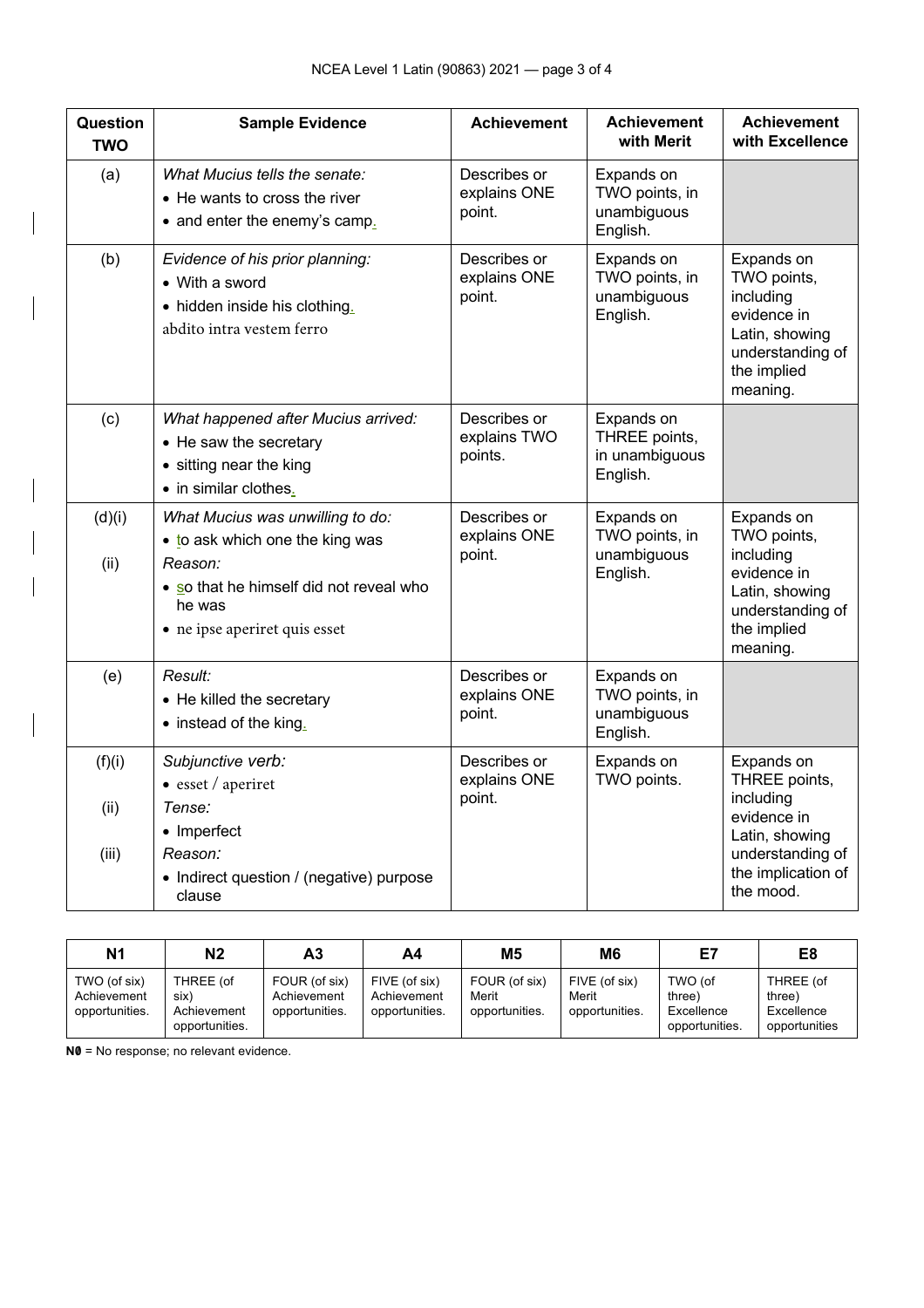| Question TWO | Sample Evidence | Achievement | Achievement with Merit | Achievement with Excellence |
|---|---|---|---|---|
| (a) | *What Mucius tells the senate:*<br>• He wants to cross the river<br>• and enter the enemy's camp. | Describes or explains ONE point. | Expands on TWO points, in unambiguous English. | |
| (b) | *Evidence of his prior planning:*<br>• With a sword<br>• hidden inside his clothing.<br>abdito intra vestem ferro | Describes or explains ONE point. | Expands on TWO points, in unambiguous English. | Expands on TWO points, including evidence in Latin, showing understanding of the implied meaning. |
| (c) | *What happened after Mucius arrived:*<br>• He saw the secretary<br>• sitting near the king<br>• in similar clothes. | Describes or explains TWO points. | Expands on THREE points, in unambiguous English. | |
| (d)(i)<br><br>(ii) | *What Mucius was unwilling to do:*<br>• to ask which one the king was<br>*Reason:*<br>• so that he himself did not reveal who he was<br>• ne ipse aperiret quis esset | Describes or explains ONE point. | Expands on TWO points, in unambiguous English. | Expands on TWO points, including evidence in Latin, showing understanding of the implied meaning. |
| (e) | *Result:*<br>• He killed the secretary<br>• instead of the king. | Describes or explains ONE point. | Expands on TWO points, in unambiguous English. | |
| (f)(i)<br><br>(ii)<br><br>(iii) | *Subjunctive verb:*<br>• esset / aperiret<br>*Tense:*<br>• Imperfect<br>*Reason:*<br>• Indirect question / (negative) purpose clause | Describes or explains ONE point. | Expands on TWO points. | Expands on THREE points, including evidence in Latin, showing understanding of the implication of the mood. |

| N1 | N2 | A3 | A4 | M5 | M6 | E7 | E8 |
|---|---|---|---|---|---|---|---|
| TWO (of six) Achievement opportunities. | THREE (of six) Achievement opportunities. | FOUR (of six) Achievement opportunities. | FIVE (of six) Achievement opportunities. | FOUR (of six) Merit opportunities. | FIVE (of six) Merit opportunities. | TWO (of three) Excellence opportunities. | THREE (of three) Excellence opportunities |

**N0** = No response; no relevant evidence.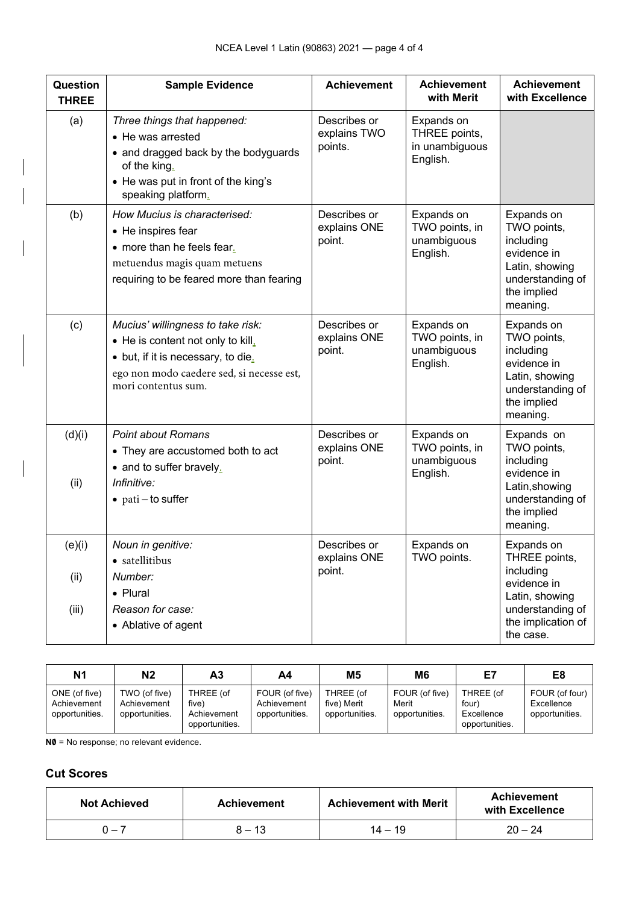| Question THREE | Sample Evidence | Achievement | Achievement with Merit | Achievement with Excellence |
|---|---|---|---|---|
| (a) | *Three things that happened:*<br>• He was arrested<br>• and dragged back by the bodyguards of the king.<br>• He was put in front of the king's speaking platform. | Describes or explains TWO points. | Expands on THREE points, in unambiguous English. | |
| (b) | *How Mucius is characterised:*<br>• He inspires fear<br>• more than he feels fear.<br>metuendus magis quam metuens<br>requiring to be feared more than fearing | Describes or explains ONE point. | Expands on TWO points, in unambiguous English. | Expands on TWO points, including evidence in Latin, showing understanding of the implied meaning. |
| (c) | *Mucius' willingness to take risk:*<br>• He is content not only to kill,<br>• but, if it is necessary, to die.<br>ego non modo caedere sed, si necesse est, mori contentus sum. | Describes or explains ONE point. | Expands on TWO points, in unambiguous English. | Expands on TWO points, including evidence in Latin, showing understanding of the implied meaning. |
| (d)(i)<br><br>(ii) | *Point about Romans*<br>• They are accustomed both to act<br>• and to suffer bravely.<br>*Infinitive:*<br>• pati – to suffer | Describes or explains ONE point. | Expands on TWO points, in unambiguous English. | Expands on TWO points, including evidence in Latin, showing understanding of the implied meaning. |
| (e)(i)<br><br>(ii)<br><br>(iii) | *Noun in genitive:*<br>• satellitibus<br>*Number:*<br>• Plural<br>*Reason for case:*<br>• Ablative of agent | Describes or explains ONE point. | Expands on TWO points. | Expands on THREE points, including evidence in Latin, showing understanding of the implication of the case. |

| N1 | N2 | A3 | A4 | M5 | M6 | E7 | E8 |
|---|---|---|---|---|---|---|---|
| ONE (of five) Achievement opportunities. | TWO (of five) Achievement opportunities. | THREE (of five) Achievement opportunities. | FOUR (of five) Achievement opportunities. | THREE (of five) Merit opportunities. | FOUR (of five) Merit opportunities. | THREE (of four) Excellence opportunities. | FOUR (of four) Excellence opportunities. |

**N0** = No response; no relevant evidence.

## Cut Scores

| Not Achieved | Achievement | Achievement with Merit | Achievement with Excellence |
|---|---|---|---|
| 0 – 7 | 8 – 13 | 14 – 19 | 20 – 24 |